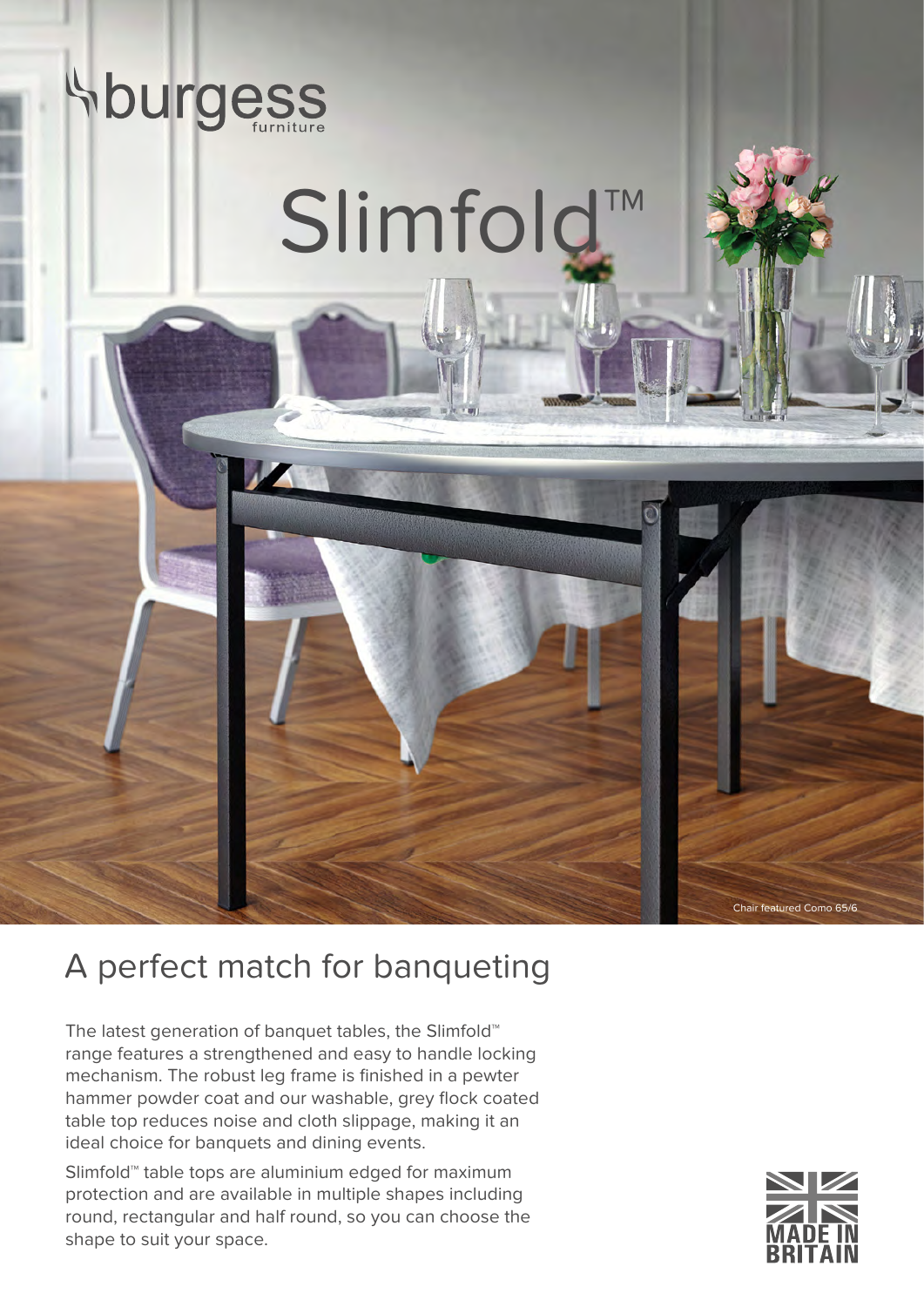burgess furniture

# Slimfold™

Chair featured Como 65/6

## A perfect match for banqueting

The latest generation of banquet tables, the Slimfold™ range features a strengthened and easy to handle locking mechanism. The robust leg frame is finished in a pewter hammer powder coat and our washable, grey flock coated table top reduces noise and cloth slippage, making it an ideal choice for banquets and dining events.

Slimfold™ table tops are aluminium edged for maximum protection and are available in multiple shapes including round, rectangular and half round, so you can choose the shape to suit your space.

MADE IN BRITAIN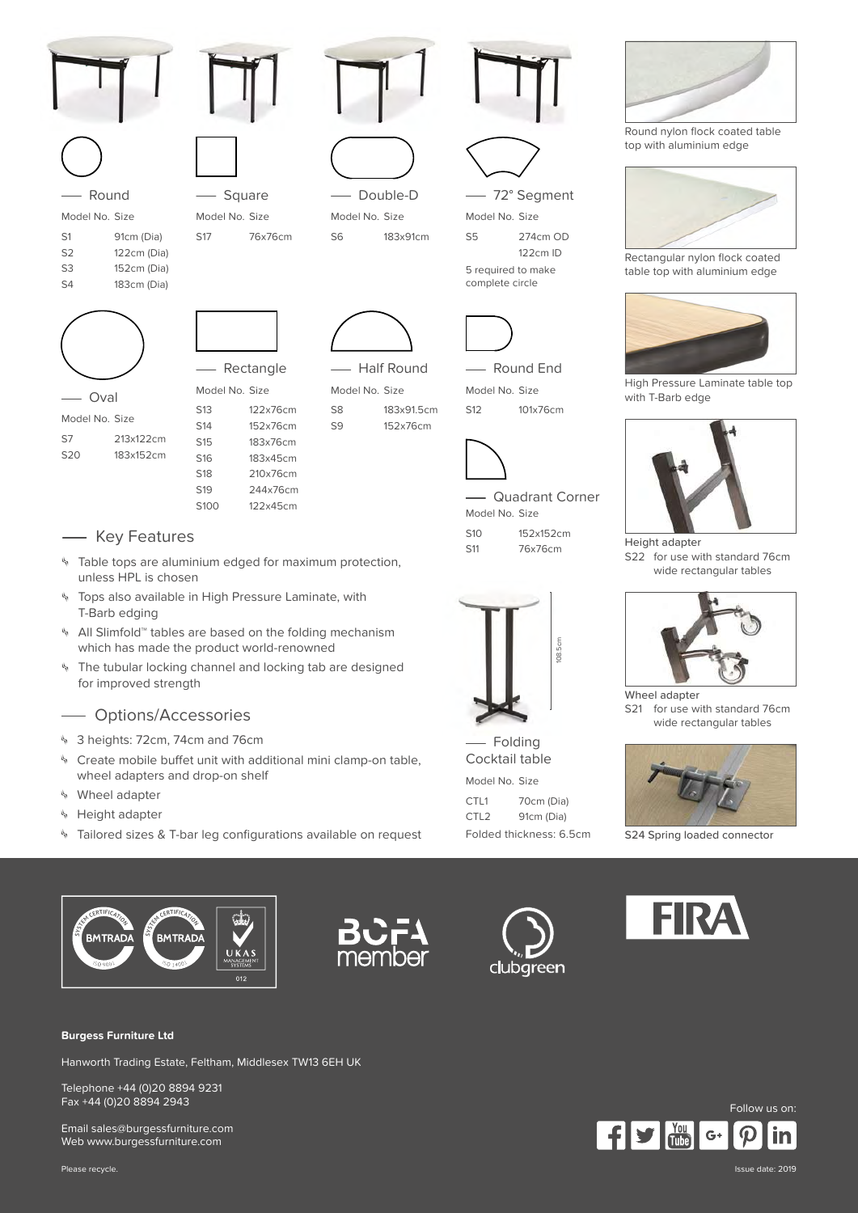## Round

| Model No. | Size |
|---|---|
| S1 | 91cm (Dia) |
| S2 | 122cm (Dia) |
| S3 | 152cm (Dia) |
| S4 | 183cm (Dia) |

## Square

| Model No. | Size |
|---|---|
| S17 | 76x76cm |

## Double-D

| Model No. | Size |
|---|---|
| S6 | 183x91cm |

## 72° Segment

| Model No. | Size |
|---|---|
| S5 | 274cm OD |
| | 122cm ID |

5 required to make complete circle

## Oval

| Model No. | Size |
|---|---|
| S7 | 213x122cm |
| S20 | 183x152cm |

## Rectangle

| Model No. | Size |
|---|---|
| S13 | 122x76cm |
| S14 | 152x76cm |
| S15 | 183x76cm |
| S16 | 183x45cm |
| S18 | 210x76cm |
| S19 | 244x76cm |
| S100 | 122x45cm |

## Half Round

| Model No. | Size |
|---|---|
| S8 | 183x91.5cm |
| S9 | 152x76cm |

## Round End

| Model No. | Size |
|---|---|
| S12 | 101x76cm |

## Quadrant Corner

| Model No. | Size |
|---|---|
| S10 | 152x152cm |
| S11 | 76x76cm |

## Key Features

- Table tops are aluminium edged for maximum protection, unless HPL is chosen
- Tops also available in High Pressure Laminate, with T-Barb edging
- All Slimfold™ tables are based on the folding mechanism which has made the product world-renowned
- The tubular locking channel and locking tab are designed for improved strength

## Options/Accessories

- 3 heights: 72cm, 74cm and 76cm
- Create mobile buffet unit with additional mini clamp-on table, wheel adapters and drop-on shelf
- Wheel adapter
- Height adapter
- Tailored sizes & T-bar leg configurations available on request

108.5cm

## Folding Cocktail table

| Model No. | Size |
|---|---|
| CTL1 | 70cm (Dia) |
| CTL2 | 91cm (Dia) |

Folded thickness: 6.5cm

Round nylon flock coated table top with aluminium edge

Rectangular nylon flock coated table top with aluminium edge

High Pressure Laminate table top with T-Barb edge

Height adapter
S22 for use with standard 76cm wide rectangular tables

Wheel adapter
S21 for use with standard 76cm wide rectangular tables

S24 Spring loaded connector

BMTRADA ISO 9001 · BMTRADA ISO 14001 · UKAS Management Systems 012 · BCFA member · clubgreen · FIRA

**Burgess Furniture Ltd**

Hanworth Trading Estate, Feltham, Middlesex TW13 6EH UK

Telephone +44 (0)20 8894 9231
Fax +44 (0)20 8894 2943

Email sales@burgessfurniture.com
Web www.burgessfurniture.com

Follow us on:

Please recycle.

Issue date: 2019